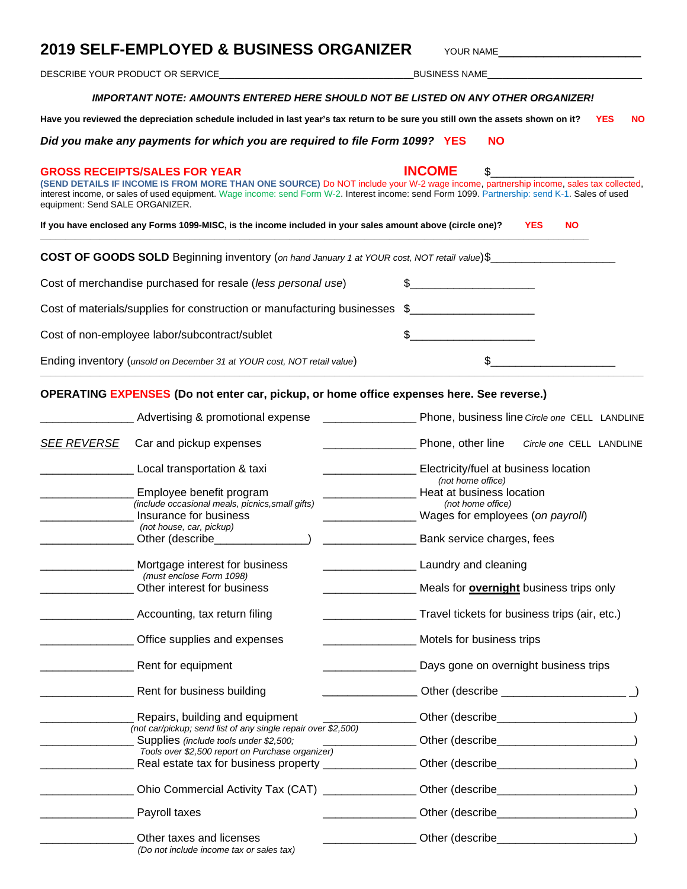# 2019 SELF-EMPLOYED & BUSINESS ORGANIZER

YOUR NAME______________________

DESCRIBE YOUR PRODUCT OR SERVICE____________________________________ BUSINESS NAME_____________________________

***IMPORTANT NOTE: AMOUNTS ENTERED HERE SHOULD NOT BE LISTED ON ANY OTHER ORGANIZER!***

**Have you reviewed the depreciation schedule included in last year's tax return to be sure you still own the assets shown on it?** YES NO

***Did you make any payments for which you are required to file Form 1099?*** YES NO

**GROSS RECEIPTS/SALES FOR YEAR** **INCOME** $_______________________

**(SEND DETAILS IF INCOME IS FROM MORE THAN ONE SOURCE)** Do NOT include your W-2 wage income, partnership income, sales tax collected, interest income, or sales of used equipment. Wage income: send Form W-2. Interest income: send Form 1099. Partnership: send K-1. Sales of used equipment: Send SALE ORGANIZER.

**If you have enclosed any Forms 1099-MISC, is the income included in your sales amount above (circle one)?** YES NO

---

**COST OF GOODS SOLD** Beginning inventory (*on hand January 1 at YOUR cost, NOT retail value*) $____________________

Cost of merchandise purchased for resale (*less personal use*) $____________________

Cost of materials/supplies for construction or manufacturing businesses $____________________

Cost of non-employee labor/subcontract/sublet $____________________

Ending inventory (*unsold on December 31 at YOUR cost, NOT retail value*) $____________________

---

**OPERATING EXPENSES (Do not enter car, pickup, or home office expenses here. See reverse.)**

| Amount | Expense | Amount | Expense |
|---|---|---|---|
| _______________ | Advertising & promotional expense | _______________ | Phone, business line *Circle one* CELL LANDLINE |
| *SEE REVERSE* | Car and pickup expenses | _______________ | Phone, other line *Circle one* CELL LANDLINE |
| _______________ | Local transportation & taxi | _______________ | Electricity/fuel at business location (*not home office*) |
| _______________ | Employee benefit program (*include occasional meals, picnics, small gifts*) | _______________ | Heat at business location (*not home office*) |
| _______________ | Insurance for business (*not house, car, pickup*) | _______________ | Wages for employees (*on payroll*) |
| _______________ | Other (describe_______________) | _______________ | Bank service charges, fees |
| _______________ | Mortgage interest for business (*must enclose Form 1098*) | _______________ | Laundry and cleaning |
| _______________ | Other interest for business | _______________ | Meals for **overnight** business trips only |
| _______________ | Accounting, tax return filing | _______________ | Travel tickets for business trips (air, etc.) |
| _______________ | Office supplies and expenses | _______________ | Motels for business trips |
| _______________ | Rent for equipment | _______________ | Days gone on overnight business trips |
| _______________ | Rent for business building | _______________ | Other (describe ____________________) |
| _______________ | Repairs, building and equipment (*not car/pickup; send list of any single repair over $2,500*) | _______________ | Other (describe_____________________) |
| _______________ | Supplies (*include tools under $2,500; Tools over $2,500 report on Purchase organizer*) | _______________ | Other (describe_____________________) |
| _______________ | Real estate tax for business property | _______________ | Other (describe_____________________) |
| _______________ | Ohio Commercial Activity Tax (CAT) | _______________ | Other (describe_____________________) |
| _______________ | Payroll taxes | _______________ | Other (describe_____________________) |
| _______________ | Other taxes and licenses (*Do not include income tax or sales tax*) | _______________ | Other (describe_____________________) |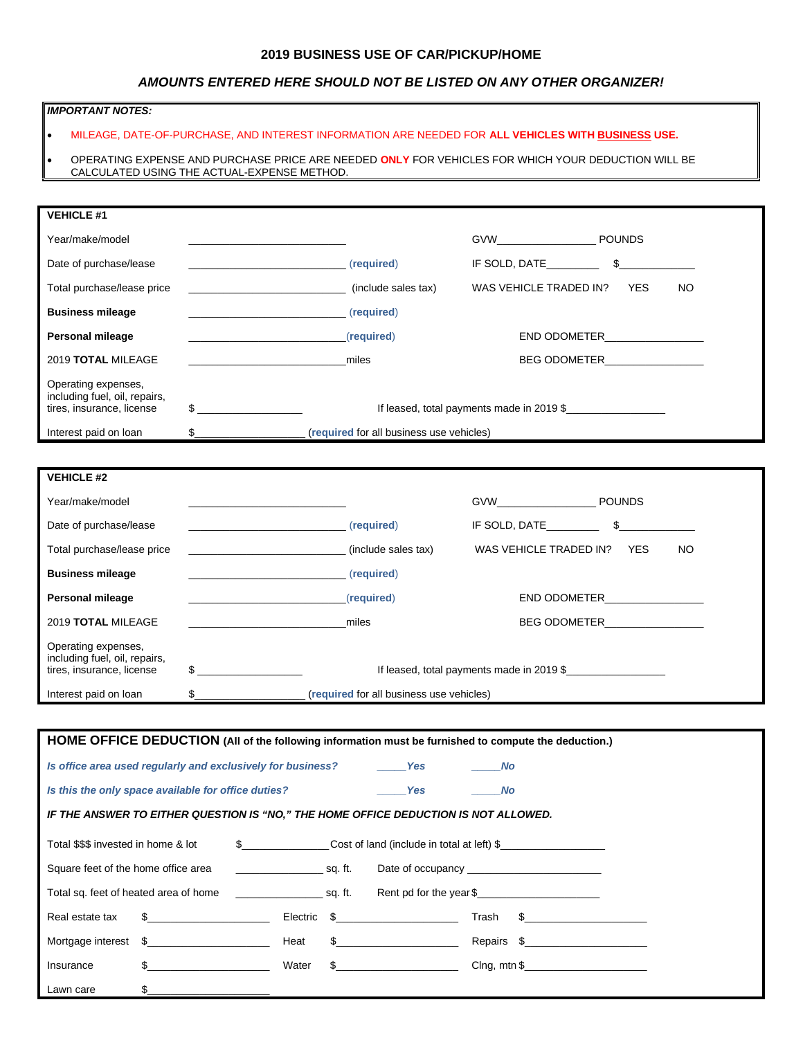## 2019 BUSINESS USE OF CAR/PICKUP/HOME

***AMOUNTS ENTERED HERE SHOULD NOT BE LISTED ON ANY OTHER ORGANIZER!***

***IMPORTANT NOTES:***

- MILEAGE, DATE-OF-PURCHASE, AND INTEREST INFORMATION ARE NEEDED FOR **ALL VEHICLES WITH BUSINESS USE.**
- OPERATING EXPENSE AND PURCHASE PRICE ARE NEEDED **ONLY** FOR VEHICLES FOR WHICH YOUR DEDUCTION WILL BE CALCULATED USING THE ACTUAL-EXPENSE METHOD.

### VEHICLE #1

| | | | |
|---|---|---|---|
| Year/make/model | ______________________ | | GVW______________ POUNDS |
| Date of purchase/lease | ______________________ | (required) | IF SOLD, DATE________ $____________ |
| Total purchase/lease price | ______________________ | (include sales tax) | WAS VEHICLE TRADED IN? YES NO |
| **Business mileage** | ______________________ | (required) | |
| **Personal mileage** | ______________________ | (required) | END ODOMETER______________ |
| 2019 **TOTAL** MILEAGE | ______________________ | miles | BEG ODOMETER______________ |
| Operating expenses, including fuel, oil, repairs, tires, insurance, license | $ ______________ | | If leased, total payments made in 2019 $______________ |
| Interest paid on loan | $______________ | (required for all business use vehicles) | |

### VEHICLE #2

| | | | |
|---|---|---|---|
| Year/make/model | ______________________ | | GVW______________ POUNDS |
| Date of purchase/lease | ______________________ | (required) | IF SOLD, DATE________ $____________ |
| Total purchase/lease price | ______________________ | (include sales tax) | WAS VEHICLE TRADED IN? YES NO |
| **Business mileage** | ______________________ | (required) | |
| **Personal mileage** | ______________________ | (required) | END ODOMETER______________ |
| 2019 **TOTAL** MILEAGE | ______________________ | miles | BEG ODOMETER______________ |
| Operating expenses, including fuel, oil, repairs, tires, insurance, license | $ ______________ | | If leased, total payments made in 2019 $______________ |
| Interest paid on loan | $______________ | (required for all business use vehicles) | |

### HOME OFFICE DEDUCTION **(All of the following information must be furnished to compute the deduction.)**

***Is office area used regularly and exclusively for business?*** _____***Yes*** _____***No***

***Is this the only space available for office duties?*** _____***Yes*** _____***No***

***IF THE ANSWER TO EITHER QUESTION IS "NO," THE HOME OFFICE DEDUCTION IS NOT ALLOWED.***

| | | | |
|---|---|---|---|
| Total $$$ invested in home & lot | $______________ | Cost of land (include in total at left) | $________________ |
| Square feet of the home office area | ______________ sq. ft. | Date of occupancy | ____________________ |
| Total sq. feet of heated area of home | ______________ sq. ft. | Rent pd for the year | $__________________ |

| | | | | | |
|---|---|---|---|---|---|
| Real estate tax | $__________________ | Electric | $__________________ | Trash | $__________________ |
| Mortgage interest | $__________________ | Heat | $__________________ | Repairs | $__________________ |
| Insurance | $__________________ | Water | $__________________ | Clng, mtn | $__________________ |
| Lawn care | $__________________ | | | | |